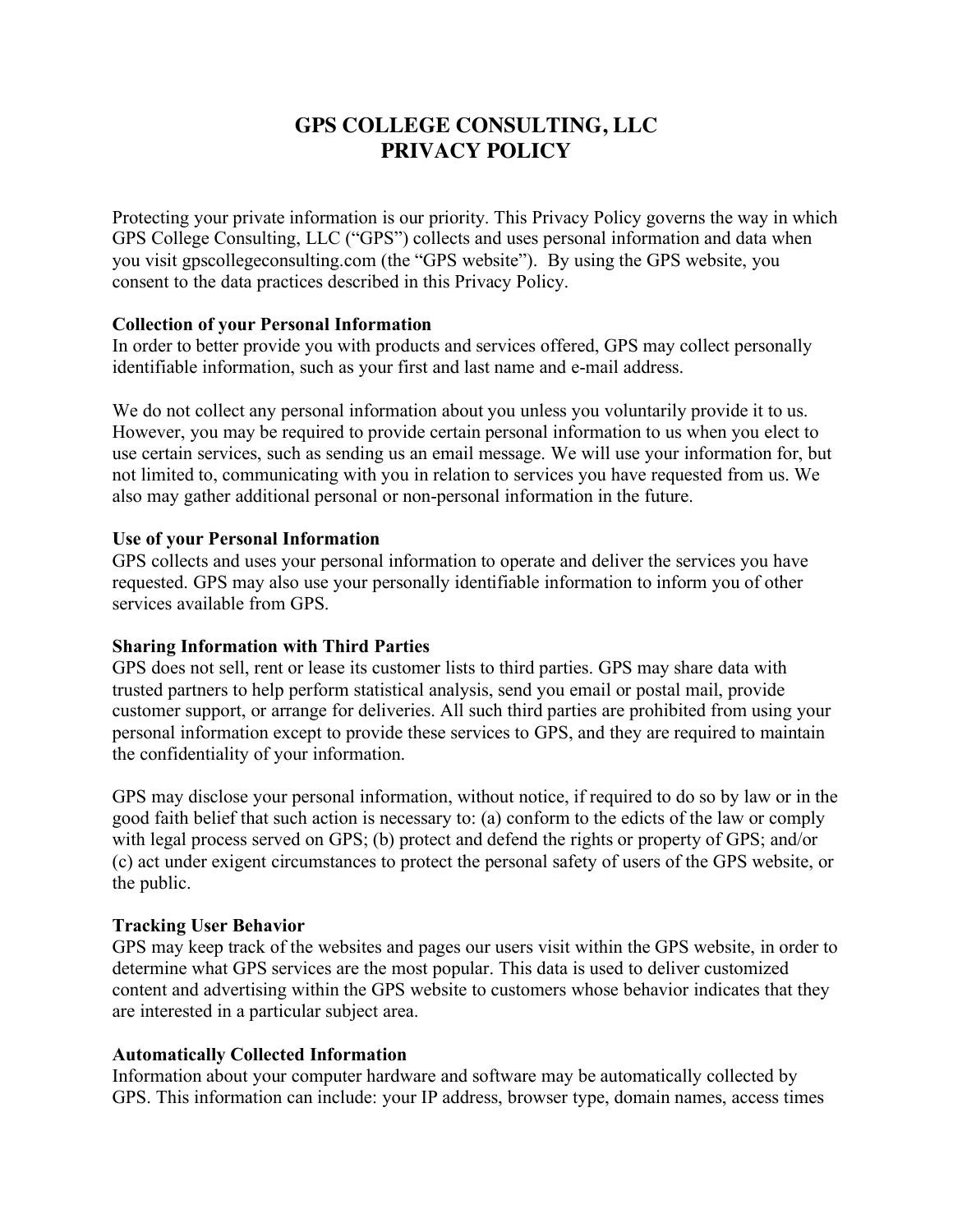# GPS COLLEGE CONSULTING, LLC
# PRIVACY POLICY

Protecting your private information is our priority. This Privacy Policy governs the way in which GPS College Consulting, LLC ("GPS") collects and uses personal information and data when you visit gpscollegeconsulting.com (the "GPS website"). By using the GPS website, you consent to the data practices described in this Privacy Policy.

**Collection of your Personal Information**
In order to better provide you with products and services offered, GPS may collect personally identifiable information, such as your first and last name and e-mail address.

We do not collect any personal information about you unless you voluntarily provide it to us. However, you may be required to provide certain personal information to us when you elect to use certain services, such as sending us an email message. We will use your information for, but not limited to, communicating with you in relation to services you have requested from us. We also may gather additional personal or non-personal information in the future.

**Use of your Personal Information**
GPS collects and uses your personal information to operate and deliver the services you have requested. GPS may also use your personally identifiable information to inform you of other services available from GPS.

**Sharing Information with Third Parties**
GPS does not sell, rent or lease its customer lists to third parties. GPS may share data with trusted partners to help perform statistical analysis, send you email or postal mail, provide customer support, or arrange for deliveries. All such third parties are prohibited from using your personal information except to provide these services to GPS, and they are required to maintain the confidentiality of your information.

GPS may disclose your personal information, without notice, if required to do so by law or in the good faith belief that such action is necessary to: (a) conform to the edicts of the law or comply with legal process served on GPS; (b) protect and defend the rights or property of GPS; and/or (c) act under exigent circumstances to protect the personal safety of users of the GPS website, or the public.

**Tracking User Behavior**
GPS may keep track of the websites and pages our users visit within the GPS website, in order to determine what GPS services are the most popular. This data is used to deliver customized content and advertising within the GPS website to customers whose behavior indicates that they are interested in a particular subject area.

**Automatically Collected Information**
Information about your computer hardware and software may be automatically collected by GPS. This information can include: your IP address, browser type, domain names, access times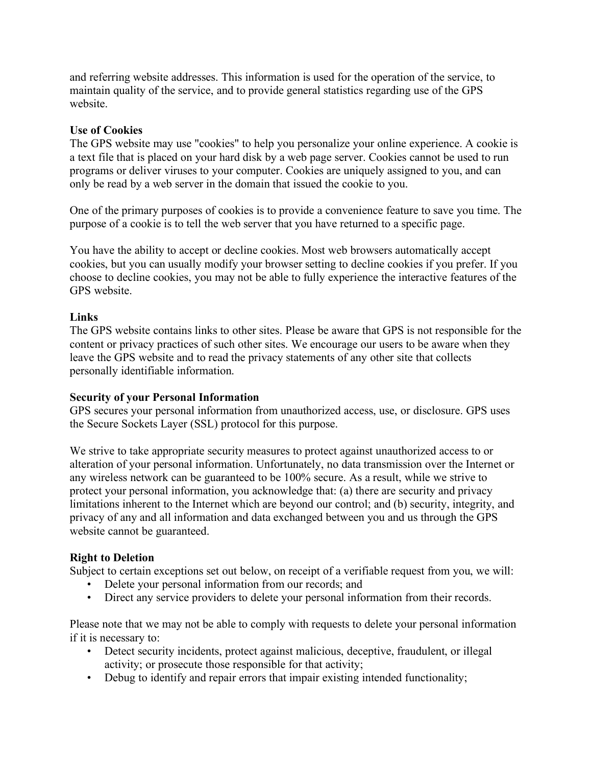and referring website addresses. This information is used for the operation of the service, to maintain quality of the service, and to provide general statistics regarding use of the GPS website.

**Use of Cookies**
The GPS website may use "cookies" to help you personalize your online experience. A cookie is a text file that is placed on your hard disk by a web page server. Cookies cannot be used to run programs or deliver viruses to your computer. Cookies are uniquely assigned to you, and can only be read by a web server in the domain that issued the cookie to you.

One of the primary purposes of cookies is to provide a convenience feature to save you time. The purpose of a cookie is to tell the web server that you have returned to a specific page.

You have the ability to accept or decline cookies. Most web browsers automatically accept cookies, but you can usually modify your browser setting to decline cookies if you prefer. If you choose to decline cookies, you may not be able to fully experience the interactive features of the GPS website.

**Links**
The GPS website contains links to other sites. Please be aware that GPS is not responsible for the content or privacy practices of such other sites. We encourage our users to be aware when they leave the GPS website and to read the privacy statements of any other site that collects personally identifiable information.

**Security of your Personal Information**
GPS secures your personal information from unauthorized access, use, or disclosure. GPS uses the Secure Sockets Layer (SSL) protocol for this purpose.

We strive to take appropriate security measures to protect against unauthorized access to or alteration of your personal information. Unfortunately, no data transmission over the Internet or any wireless network can be guaranteed to be 100% secure. As a result, while we strive to protect your personal information, you acknowledge that: (a) there are security and privacy limitations inherent to the Internet which are beyond our control; and (b) security, integrity, and privacy of any and all information and data exchanged between you and us through the GPS website cannot be guaranteed.

**Right to Deletion**
Subject to certain exceptions set out below, on receipt of a verifiable request from you, we will:

- Delete your personal information from our records; and
- Direct any service providers to delete your personal information from their records.

Please note that we may not be able to comply with requests to delete your personal information if it is necessary to:

- Detect security incidents, protect against malicious, deceptive, fraudulent, or illegal activity; or prosecute those responsible for that activity;
- Debug to identify and repair errors that impair existing intended functionality;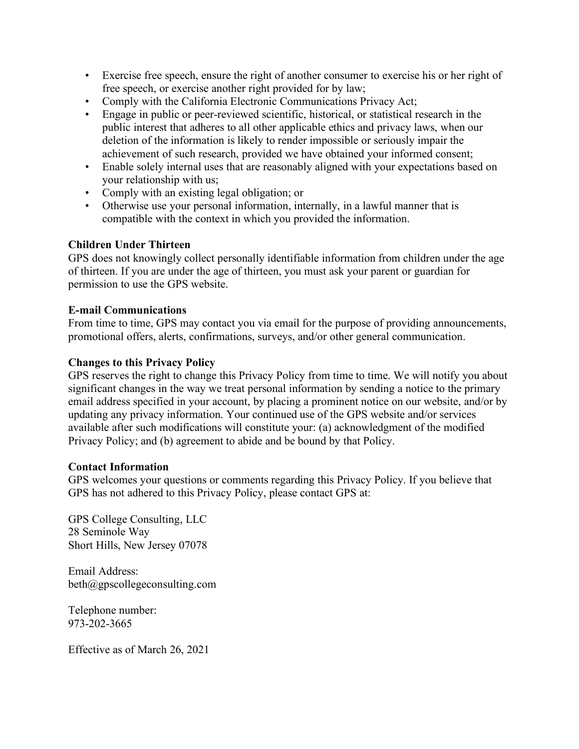- Exercise free speech, ensure the right of another consumer to exercise his or her right of free speech, or exercise another right provided for by law;
- Comply with the California Electronic Communications Privacy Act;
- Engage in public or peer-reviewed scientific, historical, or statistical research in the public interest that adheres to all other applicable ethics and privacy laws, when our deletion of the information is likely to render impossible or seriously impair the achievement of such research, provided we have obtained your informed consent;
- Enable solely internal uses that are reasonably aligned with your expectations based on your relationship with us;
- Comply with an existing legal obligation; or
- Otherwise use your personal information, internally, in a lawful manner that is compatible with the context in which you provided the information.

**Children Under Thirteen**
GPS does not knowingly collect personally identifiable information from children under the age of thirteen. If you are under the age of thirteen, you must ask your parent or guardian for permission to use the GPS website.

**E-mail Communications**
From time to time, GPS may contact you via email for the purpose of providing announcements, promotional offers, alerts, confirmations, surveys, and/or other general communication.

**Changes to this Privacy Policy**
GPS reserves the right to change this Privacy Policy from time to time. We will notify you about significant changes in the way we treat personal information by sending a notice to the primary email address specified in your account, by placing a prominent notice on our website, and/or by updating any privacy information. Your continued use of the GPS website and/or services available after such modifications will constitute your: (a) acknowledgment of the modified Privacy Policy; and (b) agreement to abide and be bound by that Policy.

**Contact Information**
GPS welcomes your questions or comments regarding this Privacy Policy. If you believe that GPS has not adhered to this Privacy Policy, please contact GPS at:

GPS College Consulting, LLC
28 Seminole Way
Short Hills, New Jersey 07078

Email Address:
beth@gpscollegeconsulting.com

Telephone number:
973-202-3665

Effective as of March 26, 2021